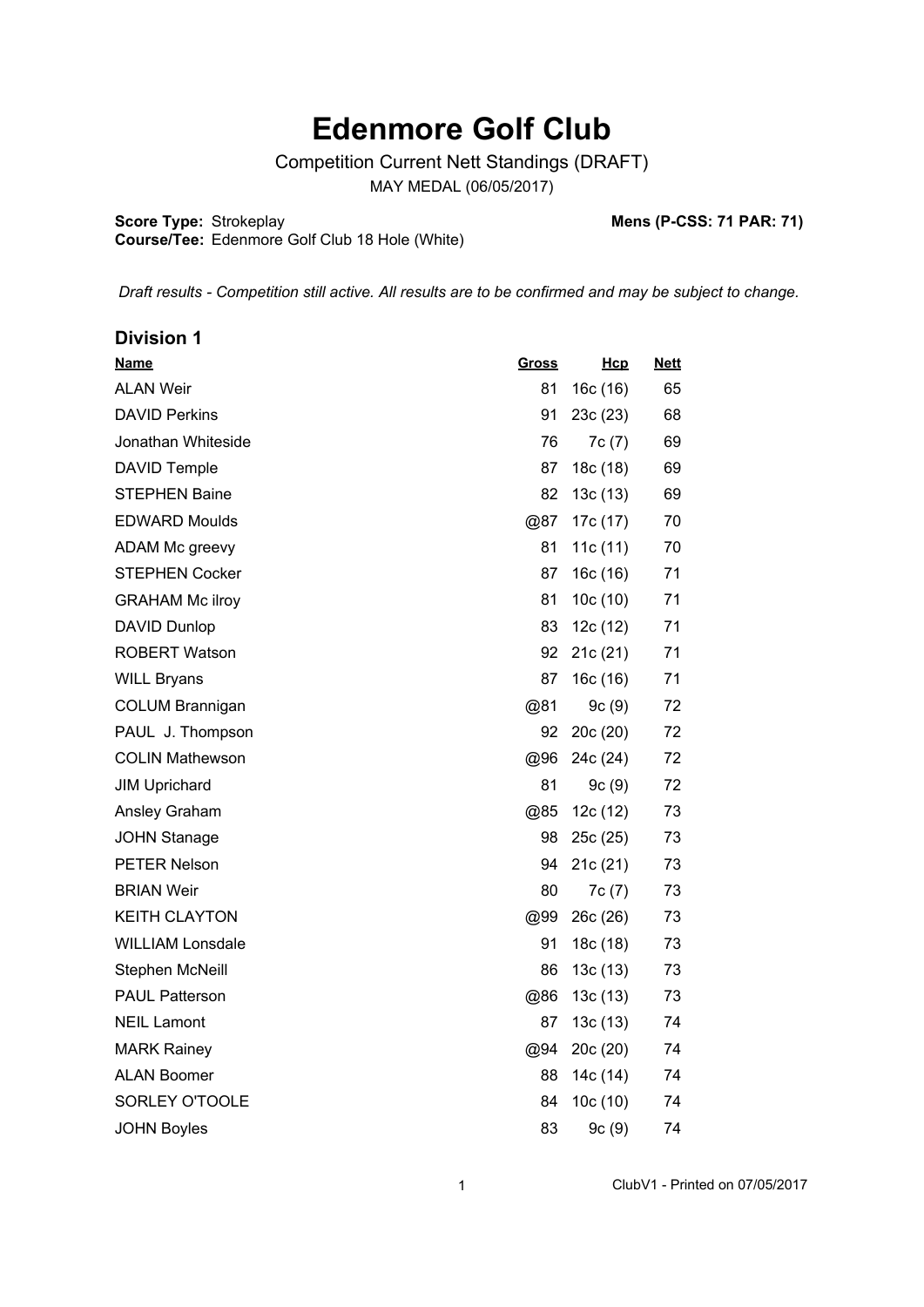# Edenmore Golf Club

Competition Current Nett Standings (DRAFT)

MAY MEDAL (06/05/2017)

**Score Type:** Strokeplay **Mens (P-CSS: 71 PAR: 71)**

**Course/Tee:** Edenmore Golf Club 18 Hole (White)

*Draft results - Competition still active. All results are to be confirmed and may be subject to change.*

## Division 1

| Name | Gross | Hcp | Nett |
|---|---|---|---|
| ALAN Weir | 81 | 16c (16) | 65 |
| DAVID Perkins | 91 | 23c (23) | 68 |
| Jonathan Whiteside | 76 | 7c (7) | 69 |
| DAVID Temple | 87 | 18c (18) | 69 |
| STEPHEN Baine | 82 | 13c (13) | 69 |
| EDWARD Moulds | @87 | 17c (17) | 70 |
| ADAM Mc greevy | 81 | 11c (11) | 70 |
| STEPHEN Cocker | 87 | 16c (16) | 71 |
| GRAHAM Mc ilroy | 81 | 10c (10) | 71 |
| DAVID Dunlop | 83 | 12c (12) | 71 |
| ROBERT Watson | 92 | 21c (21) | 71 |
| WILL Bryans | 87 | 16c (16) | 71 |
| COLUM Brannigan | @81 | 9c (9) | 72 |
| PAUL J. Thompson | 92 | 20c (20) | 72 |
| COLIN Mathewson | @96 | 24c (24) | 72 |
| JIM Uprichard | 81 | 9c (9) | 72 |
| Ansley Graham | @85 | 12c (12) | 73 |
| JOHN Stanage | 98 | 25c (25) | 73 |
| PETER Nelson | 94 | 21c (21) | 73 |
| BRIAN Weir | 80 | 7c (7) | 73 |
| KEITH CLAYTON | @99 | 26c (26) | 73 |
| WILLIAM Lonsdale | 91 | 18c (18) | 73 |
| Stephen McNeill | 86 | 13c (13) | 73 |
| PAUL Patterson | @86 | 13c (13) | 73 |
| NEIL Lamont | 87 | 13c (13) | 74 |
| MARK Rainey | @94 | 20c (20) | 74 |
| ALAN Boomer | 88 | 14c (14) | 74 |
| SORLEY O'TOOLE | 84 | 10c (10) | 74 |
| JOHN Boyles | 83 | 9c (9) | 74 |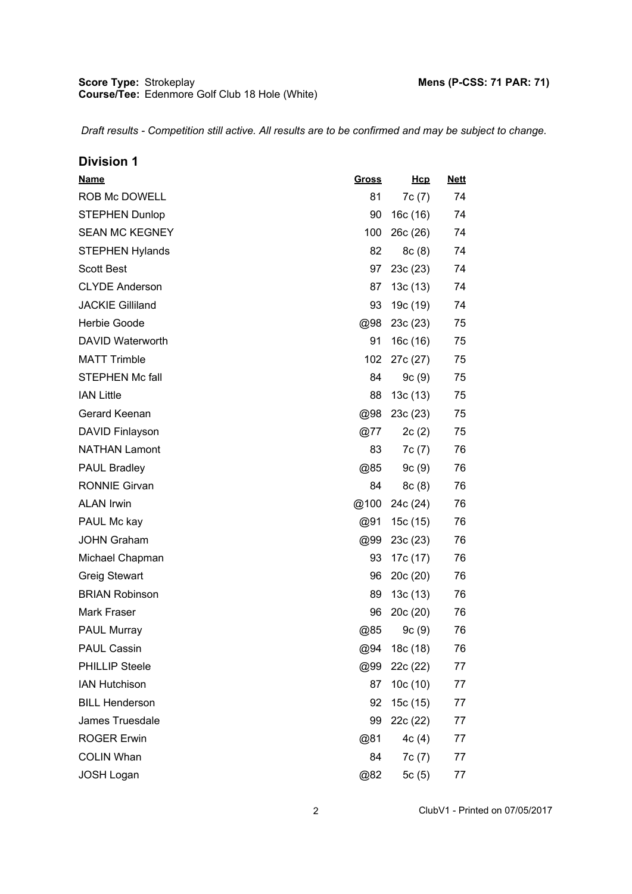**Score Type:** Strokeplay **Mens (P-CSS: 71 PAR: 71)**
**Course/Tee:** Edenmore Golf Club 18 Hole (White)

*Draft results - Competition still active. All results are to be confirmed and may be subject to change.*

## Division 1

| Name | Gross | Hcp | Nett |
|---|---|---|---|
| ROB Mc DOWELL | 81 | 7c (7) | 74 |
| STEPHEN Dunlop | 90 | 16c (16) | 74 |
| SEAN MC KEGNEY | 100 | 26c (26) | 74 |
| STEPHEN Hylands | 82 | 8c (8) | 74 |
| Scott Best | 97 | 23c (23) | 74 |
| CLYDE Anderson | 87 | 13c (13) | 74 |
| JACKIE Gilliland | 93 | 19c (19) | 74 |
| Herbie Goode | @98 | 23c (23) | 75 |
| DAVID Waterworth | 91 | 16c (16) | 75 |
| MATT Trimble | 102 | 27c (27) | 75 |
| STEPHEN Mc fall | 84 | 9c (9) | 75 |
| IAN Little | 88 | 13c (13) | 75 |
| Gerard Keenan | @98 | 23c (23) | 75 |
| DAVID Finlayson | @77 | 2c (2) | 75 |
| NATHAN Lamont | 83 | 7c (7) | 76 |
| PAUL Bradley | @85 | 9c (9) | 76 |
| RONNIE Girvan | 84 | 8c (8) | 76 |
| ALAN Irwin | @100 | 24c (24) | 76 |
| PAUL Mc kay | @91 | 15c (15) | 76 |
| JOHN Graham | @99 | 23c (23) | 76 |
| Michael Chapman | 93 | 17c (17) | 76 |
| Greig Stewart | 96 | 20c (20) | 76 |
| BRIAN Robinson | 89 | 13c (13) | 76 |
| Mark Fraser | 96 | 20c (20) | 76 |
| PAUL Murray | @85 | 9c (9) | 76 |
| PAUL Cassin | @94 | 18c (18) | 76 |
| PHILLIP Steele | @99 | 22c (22) | 77 |
| IAN Hutchison | 87 | 10c (10) | 77 |
| BILL Henderson | 92 | 15c (15) | 77 |
| James Truesdale | 99 | 22c (22) | 77 |
| ROGER Erwin | @81 | 4c (4) | 77 |
| COLIN Whan | 84 | 7c (7) | 77 |
| JOSH Logan | @82 | 5c (5) | 77 |

ClubV1 - Printed on 07/05/2017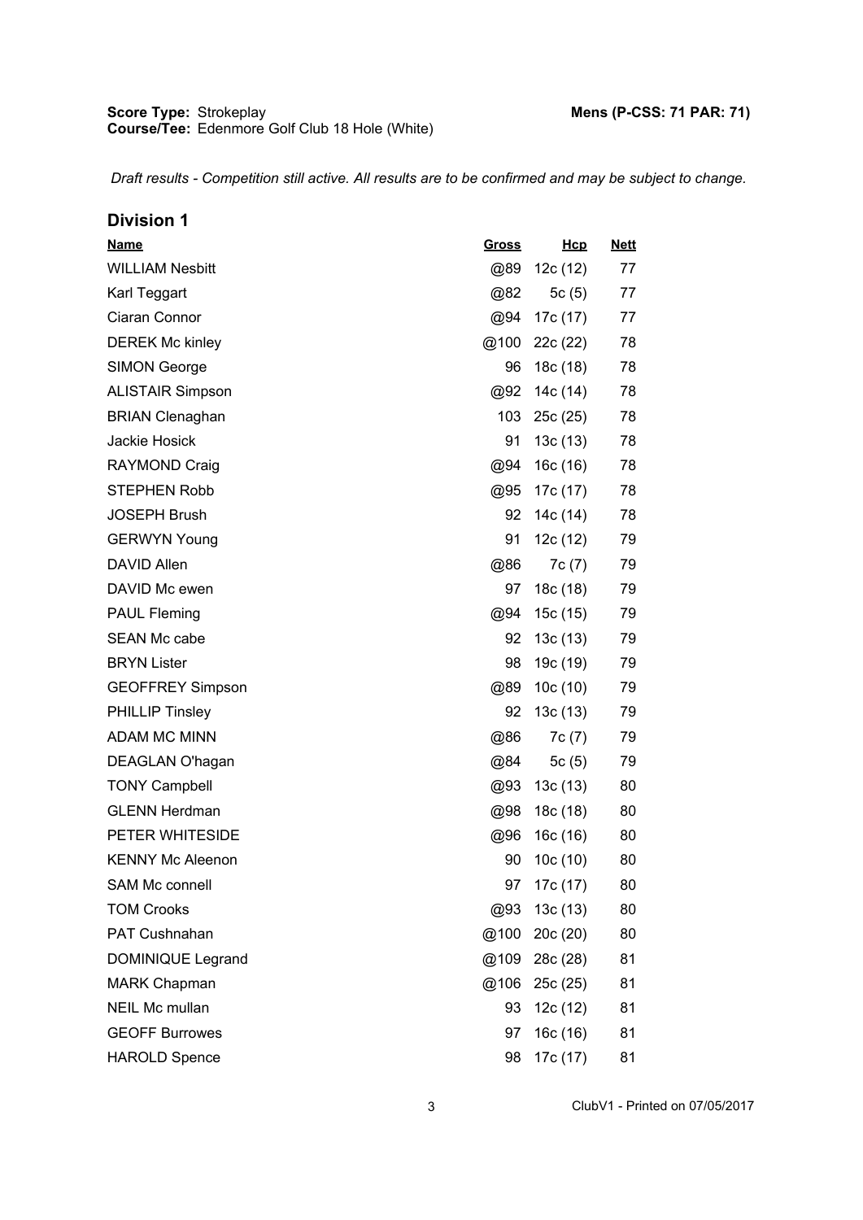**Score Type:** Strokeplay
**Course/Tee:** Edenmore Golf Club 18 Hole (White)

**Mens (P-CSS: 71 PAR: 71)**

*Draft results - Competition still active. All results are to be confirmed and may be subject to change.*

## Division 1

| Name | Gross | Hcp | Nett |
|---|---|---|---|
| WILLIAM Nesbitt | @89 | 12c (12) | 77 |
| Karl Teggart | @82 | 5c (5) | 77 |
| Ciaran Connor | @94 | 17c (17) | 77 |
| DEREK Mc kinley | @100 | 22c (22) | 78 |
| SIMON George | 96 | 18c (18) | 78 |
| ALISTAIR Simpson | @92 | 14c (14) | 78 |
| BRIAN Clenaghan | 103 | 25c (25) | 78 |
| Jackie Hosick | 91 | 13c (13) | 78 |
| RAYMOND Craig | @94 | 16c (16) | 78 |
| STEPHEN Robb | @95 | 17c (17) | 78 |
| JOSEPH Brush | 92 | 14c (14) | 78 |
| GERWYN Young | 91 | 12c (12) | 79 |
| DAVID Allen | @86 | 7c (7) | 79 |
| DAVID Mc ewen | 97 | 18c (18) | 79 |
| PAUL Fleming | @94 | 15c (15) | 79 |
| SEAN Mc cabe | 92 | 13c (13) | 79 |
| BRYN Lister | 98 | 19c (19) | 79 |
| GEOFFREY Simpson | @89 | 10c (10) | 79 |
| PHILLIP Tinsley | 92 | 13c (13) | 79 |
| ADAM MC MINN | @86 | 7c (7) | 79 |
| DEAGLAN O'hagan | @84 | 5c (5) | 79 |
| TONY Campbell | @93 | 13c (13) | 80 |
| GLENN Herdman | @98 | 18c (18) | 80 |
| PETER WHITESIDE | @96 | 16c (16) | 80 |
| KENNY Mc Aleenon | 90 | 10c (10) | 80 |
| SAM Mc connell | 97 | 17c (17) | 80 |
| TOM Crooks | @93 | 13c (13) | 80 |
| PAT Cushnahan | @100 | 20c (20) | 80 |
| DOMINIQUE Legrand | @109 | 28c (28) | 81 |
| MARK Chapman | @106 | 25c (25) | 81 |
| NEIL Mc mullan | 93 | 12c (12) | 81 |
| GEOFF Burrowes | 97 | 16c (16) | 81 |
| HAROLD Spence | 98 | 17c (17) | 81 |

ClubV1 - Printed on 07/05/2017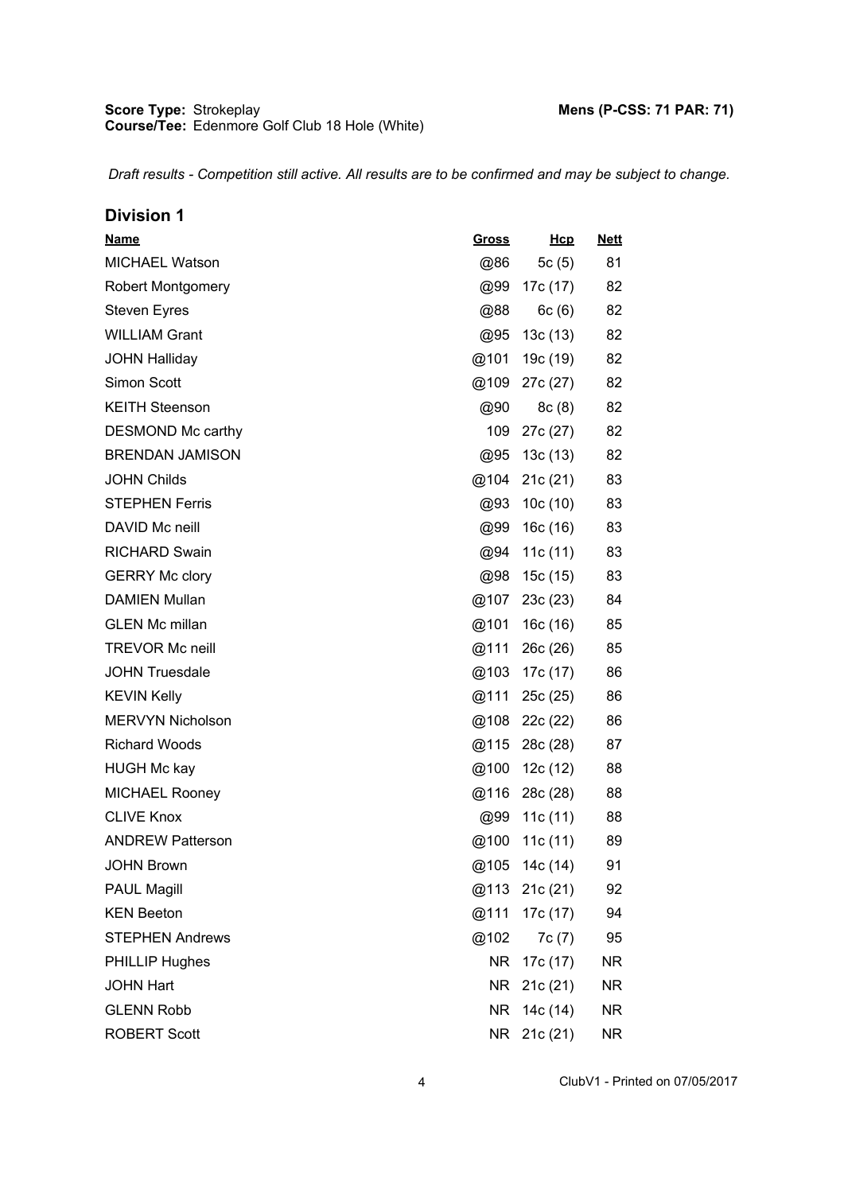**Score Type:** Strokeplay **Mens (P-CSS: 71 PAR: 71)**
**Course/Tee:** Edenmore Golf Club 18 Hole (White)

*Draft results - Competition still active. All results are to be confirmed and may be subject to change.*

## Division 1

| Name | Gross | Hcp | Nett |
|---|---|---|---|
| MICHAEL Watson | @86 | 5c (5) | 81 |
| Robert Montgomery | @99 | 17c (17) | 82 |
| Steven Eyres | @88 | 6c (6) | 82 |
| WILLIAM Grant | @95 | 13c (13) | 82 |
| JOHN Halliday | @101 | 19c (19) | 82 |
| Simon Scott | @109 | 27c (27) | 82 |
| KEITH Steenson | @90 | 8c (8) | 82 |
| DESMOND Mc carthy | 109 | 27c (27) | 82 |
| BRENDAN JAMISON | @95 | 13c (13) | 82 |
| JOHN Childs | @104 | 21c (21) | 83 |
| STEPHEN Ferris | @93 | 10c (10) | 83 |
| DAVID Mc neill | @99 | 16c (16) | 83 |
| RICHARD Swain | @94 | 11c (11) | 83 |
| GERRY Mc clory | @98 | 15c (15) | 83 |
| DAMIEN Mullan | @107 | 23c (23) | 84 |
| GLEN Mc millan | @101 | 16c (16) | 85 |
| TREVOR Mc neill | @111 | 26c (26) | 85 |
| JOHN Truesdale | @103 | 17c (17) | 86 |
| KEVIN Kelly | @111 | 25c (25) | 86 |
| MERVYN Nicholson | @108 | 22c (22) | 86 |
| Richard Woods | @115 | 28c (28) | 87 |
| HUGH Mc kay | @100 | 12c (12) | 88 |
| MICHAEL Rooney | @116 | 28c (28) | 88 |
| CLIVE Knox | @99 | 11c (11) | 88 |
| ANDREW Patterson | @100 | 11c (11) | 89 |
| JOHN Brown | @105 | 14c (14) | 91 |
| PAUL Magill | @113 | 21c (21) | 92 |
| KEN Beeton | @111 | 17c (17) | 94 |
| STEPHEN Andrews | @102 | 7c (7) | 95 |
| PHILLIP Hughes | NR | 17c (17) | NR |
| JOHN Hart | NR | 21c (21) | NR |
| GLENN Robb | NR | 14c (14) | NR |
| ROBERT Scott | NR | 21c (21) | NR |

ClubV1 - Printed on 07/05/2017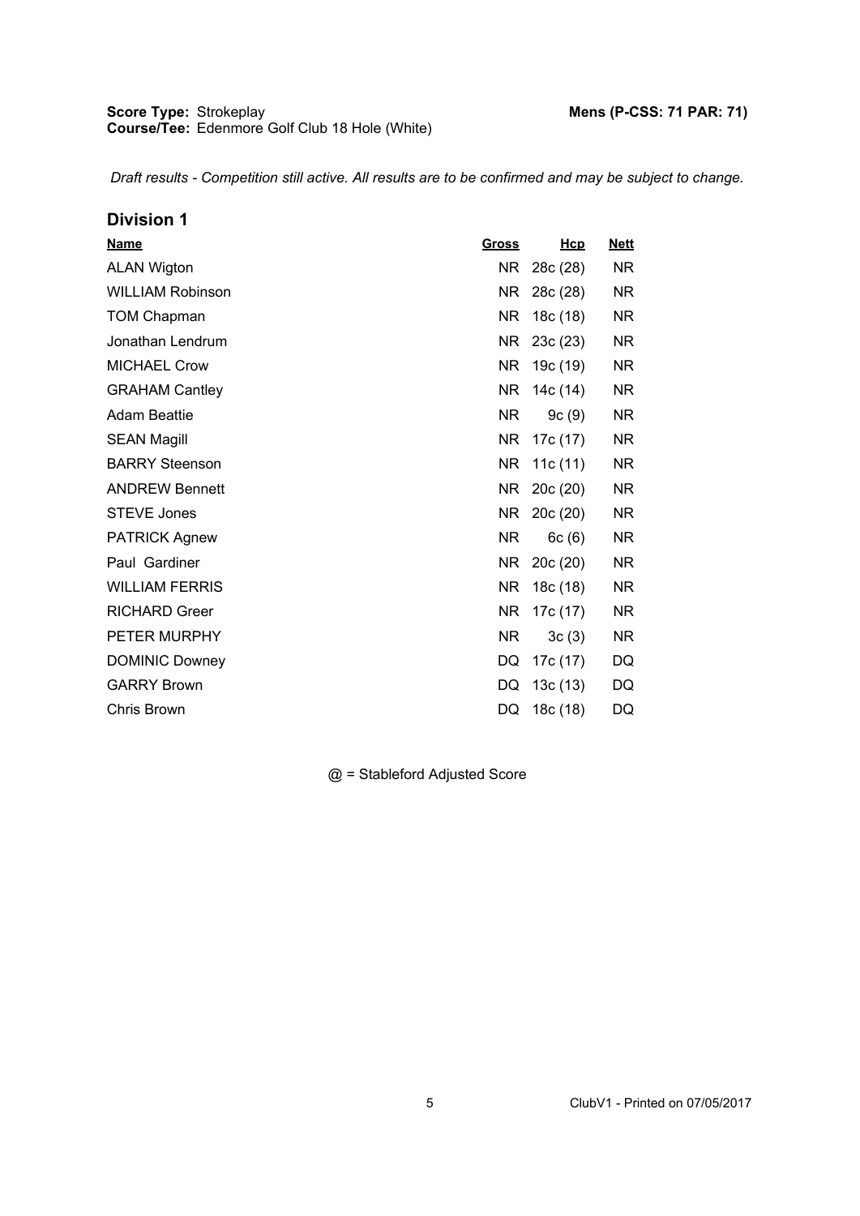**Score Type:** Strokeplay
**Course/Tee:** Edenmore Golf Club 18 Hole (White)

**Mens (P-CSS: 71 PAR: 71)**

*Draft results - Competition still active. All results are to be confirmed and may be subject to change.*

## Division 1

| Name | Gross | Hcp | Nett |
|---|---|---|---|
| ALAN Wigton | NR | 28c (28) | NR |
| WILLIAM Robinson | NR | 28c (28) | NR |
| TOM Chapman | NR | 18c (18) | NR |
| Jonathan Lendrum | NR | 23c (23) | NR |
| MICHAEL Crow | NR | 19c (19) | NR |
| GRAHAM Cantley | NR | 14c (14) | NR |
| Adam Beattie | NR | 9c (9) | NR |
| SEAN Magill | NR | 17c (17) | NR |
| BARRY Steenson | NR | 11c (11) | NR |
| ANDREW Bennett | NR | 20c (20) | NR |
| STEVE Jones | NR | 20c (20) | NR |
| PATRICK Agnew | NR | 6c (6) | NR |
| Paul Gardiner | NR | 20c (20) | NR |
| WILLIAM FERRIS | NR | 18c (18) | NR |
| RICHARD Greer | NR | 17c (17) | NR |
| PETER MURPHY | NR | 3c (3) | NR |
| DOMINIC Downey | DQ | 17c (17) | DQ |
| GARRY Brown | DQ | 13c (13) | DQ |
| Chris Brown | DQ | 18c (18) | DQ |

@ = Stableford Adjusted Score

ClubV1 - Printed on 07/05/2017